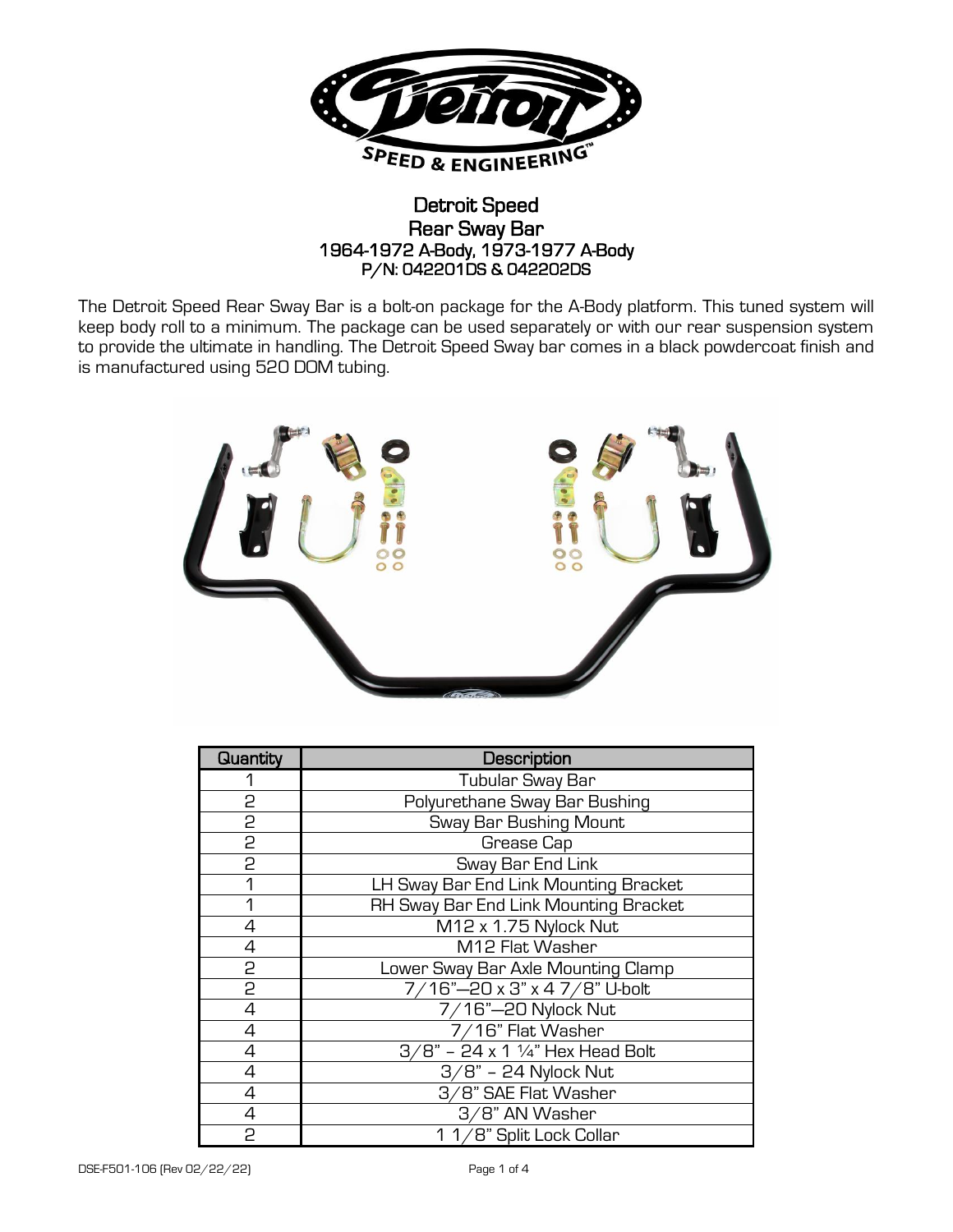# Detroit Speed
## Rear Sway Bar
### 1964-1972 A-Body, 1973-1977 A-Body
### P/N: 042201DS & 042202DS

The Detroit Speed Rear Sway Bar is a bolt-on package for the A-Body platform. This tuned system will keep body roll to a minimum. The package can be used separately or with our rear suspension system to provide the ultimate in handling. The Detroit Speed Sway bar comes in a black powdercoat finish and is manufactured using 520 DOM tubing.

| Quantity | Description |
|---|---|
| 1 | Tubular Sway Bar |
| 2 | Polyurethane Sway Bar Bushing |
| 2 | Sway Bar Bushing Mount |
| 2 | Grease Cap |
| 2 | Sway Bar End Link |
| 1 | LH Sway Bar End Link Mounting Bracket |
| 1 | RH Sway Bar End Link Mounting Bracket |
| 4 | M12 x 1.75 Nylock Nut |
| 4 | M12 Flat Washer |
| 2 | Lower Sway Bar Axle Mounting Clamp |
| 2 | 7/16"—20 x 3" x 4 7/8" U-bolt |
| 4 | 7/16"—20 Nylock Nut |
| 4 | 7/16" Flat Washer |
| 4 | 3/8" – 24 x 1 ¼" Hex Head Bolt |
| 4 | 3/8" – 24 Nylock Nut |
| 4 | 3/8" SAE Flat Washer |
| 4 | 3/8" AN Washer |
| 2 | 1 1/8" Split Lock Collar |

DSE-F501-106 (Rev 02/22/22)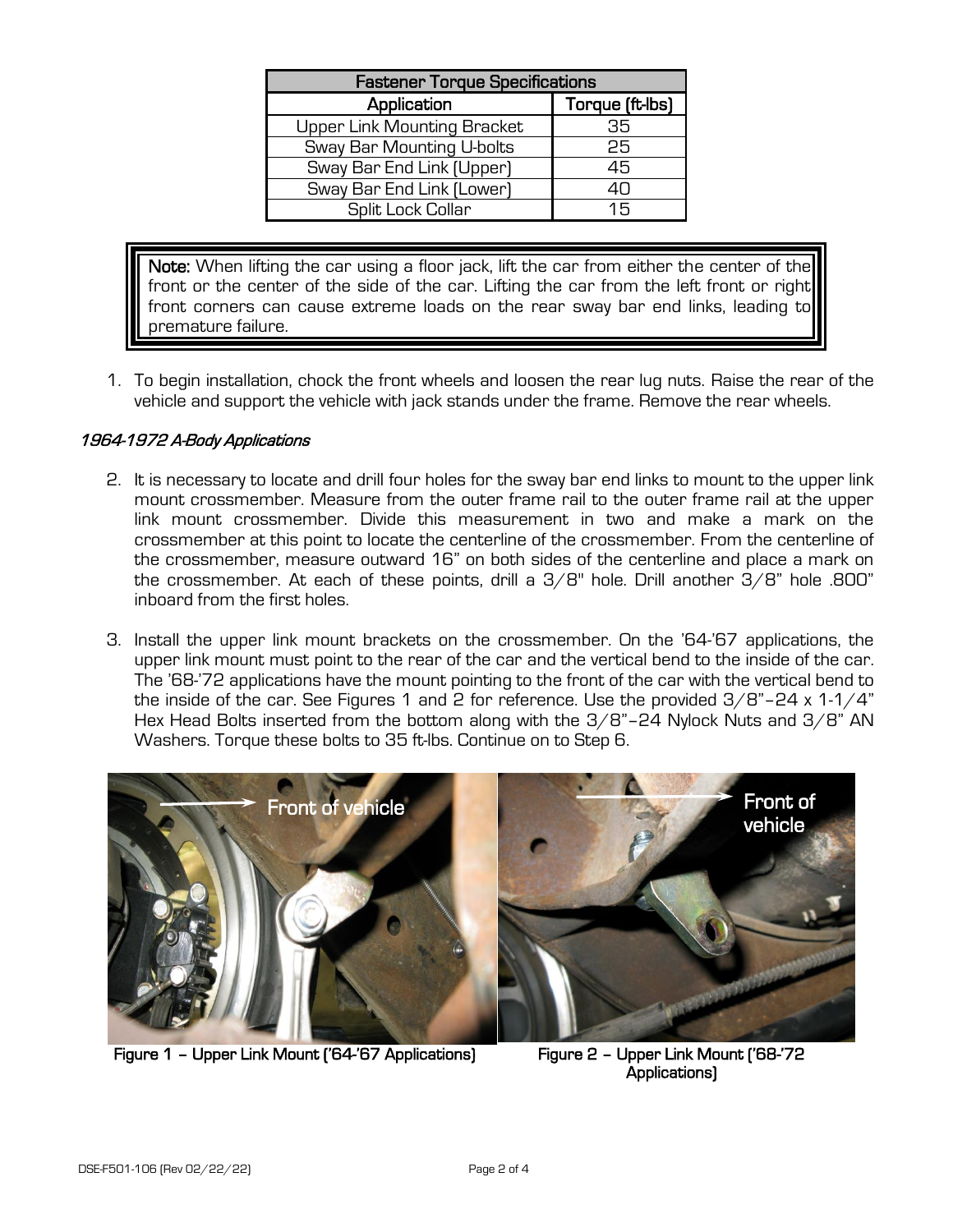| Fastener Torque Specifications | |
|---|---|
| Application | Torque (ft-lbs) |
| Upper Link Mounting Bracket | 35 |
| Sway Bar Mounting U-bolts | 25 |
| Sway Bar End Link (Upper) | 45 |
| Sway Bar End Link (Lower) | 40 |
| Split Lock Collar | 15 |

> **Note:** When lifting the car using a floor jack, lift the car from either the center of the front or the center of the side of the car. Lifting the car from the left front or right front corners can cause extreme loads on the rear sway bar end links, leading to premature failure.

1. To begin installation, chock the front wheels and loosen the rear lug nuts. Raise the rear of the vehicle and support the vehicle with jack stands under the frame. Remove the rear wheels.

*1964-1972 A-Body Applications*

2. It is necessary to locate and drill four holes for the sway bar end links to mount to the upper link mount crossmember. Measure from the outer frame rail to the outer frame rail at the upper link mount crossmember. Divide this measurement in two and make a mark on the crossmember at this point to locate the centerline of the crossmember. From the centerline of the crossmember, measure outward 16" on both sides of the centerline and place a mark on the crossmember. At each of these points, drill a 3/8" hole. Drill another 3/8" hole .800" inboard from the first holes.

3. Install the upper link mount brackets on the crossmember. On the '64-'67 applications, the upper link mount must point to the rear of the car and the vertical bend to the inside of the car. The '68-'72 applications have the mount pointing to the front of the car with the vertical bend to the inside of the car. See Figures 1 and 2 for reference. Use the provided 3/8"-24 x 1-1/4" Hex Head Bolts inserted from the bottom along with the 3/8"-24 Nylock Nuts and 3/8" AN Washers. Torque these bolts to 35 ft-lbs. Continue on to Step 6.

Figure 1 – Upper Link Mount ('64-'67 Applications)

Figure 2 – Upper Link Mount ('68-'72 Applications)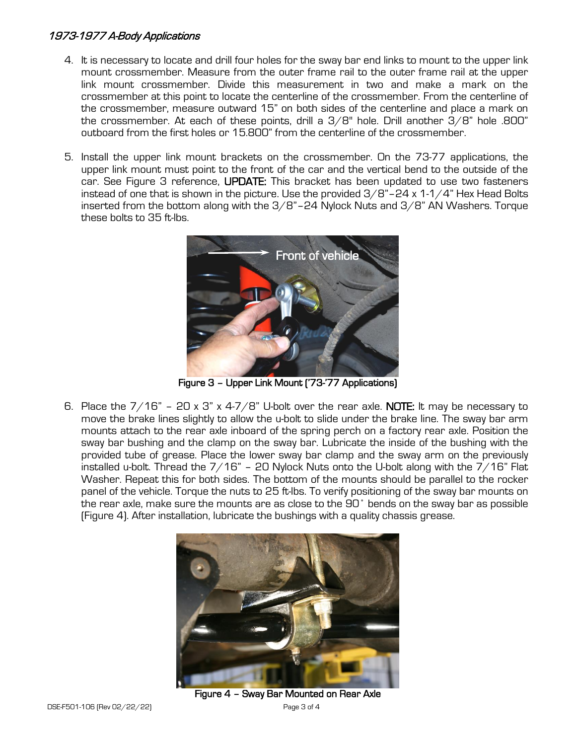*1973-1977 A-Body Applications*

4. It is necessary to locate and drill four holes for the sway bar end links to mount to the upper link mount crossmember. Measure from the outer frame rail to the outer frame rail at the upper link mount crossmember. Divide this measurement in two and make a mark on the crossmember at this point to locate the centerline of the crossmember. From the centerline of the crossmember, measure outward 15" on both sides of the centerline and place a mark on the crossmember. At each of these points, drill a 3/8" hole. Drill another 3/8" hole .800" outboard from the first holes or 15.800" from the centerline of the crossmember.

5. Install the upper link mount brackets on the crossmember. On the 73-77 applications, the upper link mount must point to the front of the car and the vertical bend to the outside of the car. See Figure 3 reference, **UPDATE:** This bracket has been updated to use two fasteners instead of one that is shown in the picture. Use the provided 3/8"–24 x 1-1/4" Hex Head Bolts inserted from the bottom along with the 3/8"–24 Nylock Nuts and 3/8" AN Washers. Torque these bolts to 35 ft-lbs.

**Figure 3 – Upper Link Mount ('73-'77 Applications)**

6. Place the 7/16" – 20 x 3" x 4-7/8" U-bolt over the rear axle. **NOTE:** It may be necessary to move the brake lines slightly to allow the u-bolt to slide under the brake line. The sway bar arm mounts attach to the rear axle inboard of the spring perch on a factory rear axle. Position the sway bar bushing and the clamp on the sway bar. Lubricate the inside of the bushing with the provided tube of grease. Place the lower sway bar clamp and the sway arm on the previously installed u-bolt. Thread the 7/16" – 20 Nylock Nuts onto the U-bolt along with the 7/16" Flat Washer. Repeat this for both sides. The bottom of the mounts should be parallel to the rocker panel of the vehicle. Torque the nuts to 25 ft-lbs. To verify positioning of the sway bar mounts on the rear axle, make sure the mounts are as close to the 90° bends on the sway bar as possible (Figure 4). After installation, lubricate the bushings with a quality chassis grease.

**Figure 4 – Sway Bar Mounted on Rear Axle**

DSE-F501-106 (Rev 02/22/22)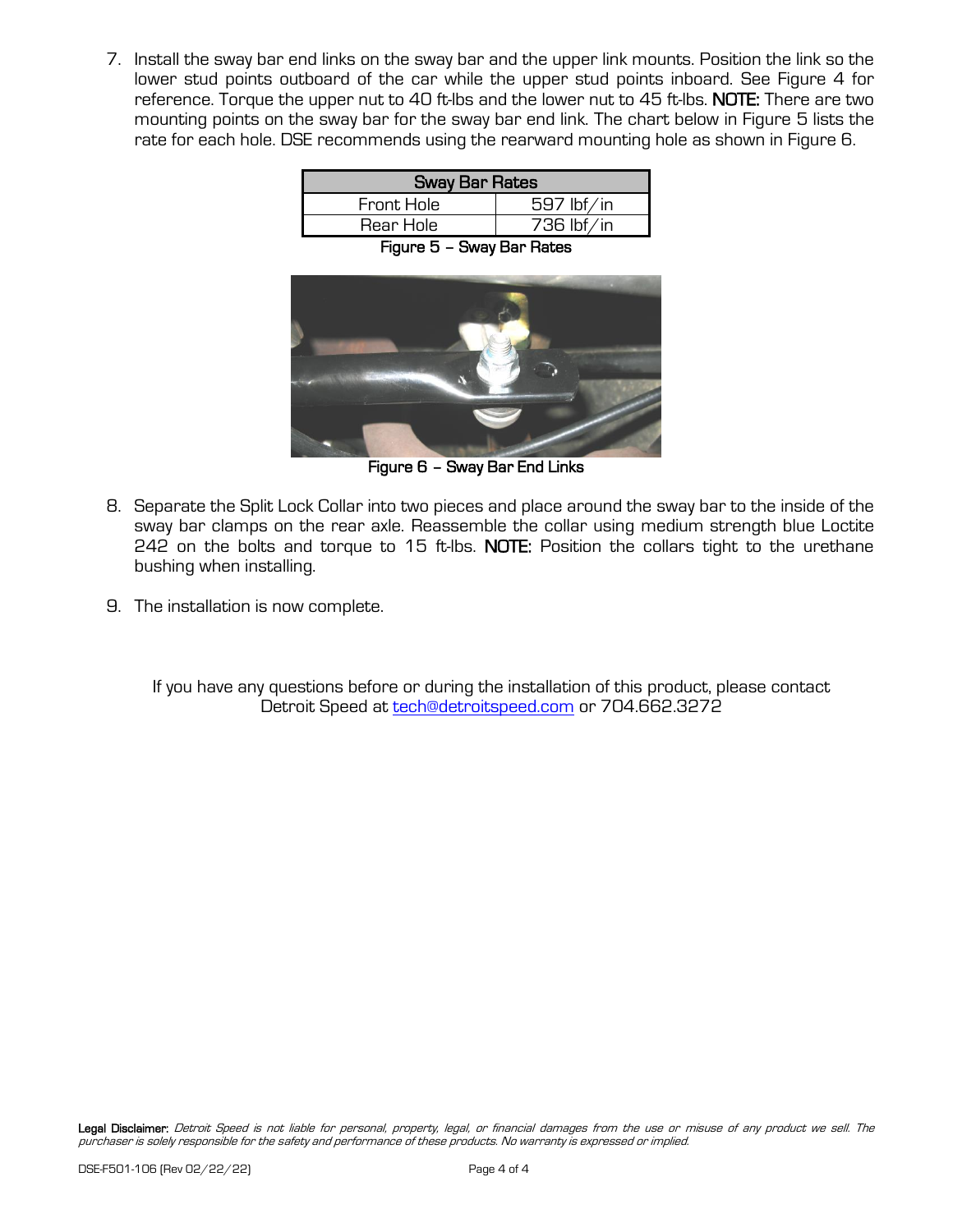7. Install the sway bar end links on the sway bar and the upper link mounts. Position the link so the lower stud points outboard of the car while the upper stud points inboard. See Figure 4 for reference. Torque the upper nut to 40 ft-lbs and the lower nut to 45 ft-lbs. **NOTE:** There are two mounting points on the sway bar for the sway bar end link. The chart below in Figure 5 lists the rate for each hole. DSE recommends using the rearward mounting hole as shown in Figure 6.

| Sway Bar Rates | |
|---|---|
| Front Hole | 597 lbf/in |
| Rear Hole | 736 lbf/in |

**Figure 5 – Sway Bar Rates**

**Figure 6 – Sway Bar End Links**

8. Separate the Split Lock Collar into two pieces and place around the sway bar to the inside of the sway bar clamps on the rear axle. Reassemble the collar using medium strength blue Loctite 242 on the bolts and torque to 15 ft-lbs. **NOTE:** Position the collars tight to the urethane bushing when installing.

9. The installation is now complete.

If you have any questions before or during the installation of this product, please contact Detroit Speed at tech@detroitspeed.com or 704.662.3272

**Legal Disclaimer:** *Detroit Speed is not liable for personal, property, legal, or financial damages from the use or misuse of any product we sell. The purchaser is solely responsible for the safety and performance of these products. No warranty is expressed or implied.*

DSE-F501-106 (Rev 02/22/22)